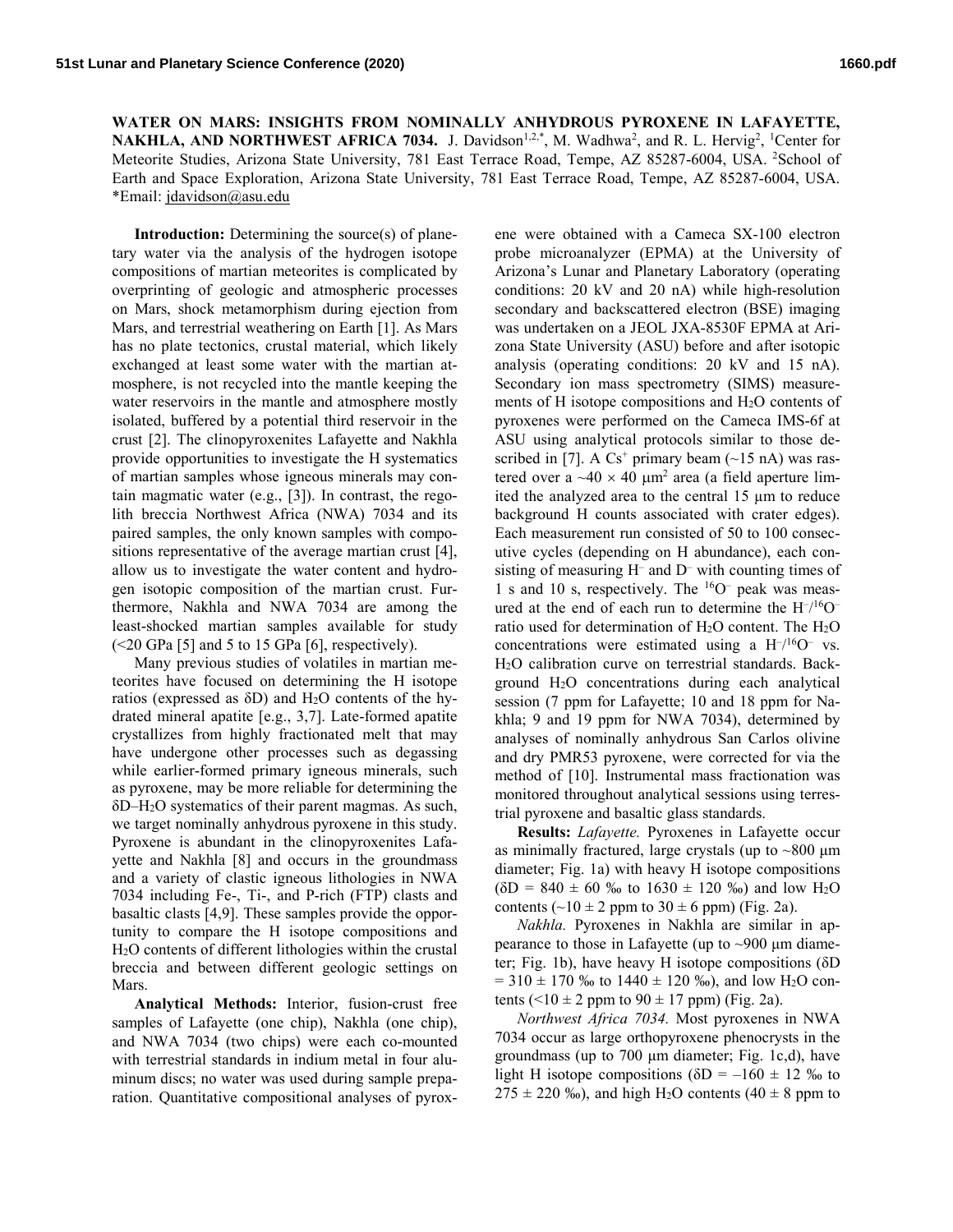# WATER ON MARS: INSIGHTS FROM NOMINALLY ANHYDROUS PYROXENE IN LAFAYETTE, NAKHLA, AND NORTHWEST AFRICA 7034.

J. Davidson[1,2,*], M. Wadhwa[2], and R. L. Hervig[2], [1]Center for Meteorite Studies, Arizona State University, 781 East Terrace Road, Tempe, AZ 85287-6004, USA. [2]School of Earth and Space Exploration, Arizona State University, 781 East Terrace Road, Tempe, AZ 85287-6004, USA. *Email: jdavidson@asu.edu

**Introduction:** Determining the source(s) of planetary water via the analysis of the hydrogen isotope compositions of martian meteorites is complicated by overprinting of geologic and atmospheric processes on Mars, shock metamorphism during ejection from Mars, and terrestrial weathering on Earth [1]. As Mars has no plate tectonics, crustal material, which likely exchanged at least some water with the martian atmosphere, is not recycled into the mantle keeping the water reservoirs in the mantle and atmosphere mostly isolated, buffered by a potential third reservoir in the crust [2]. The clinopyroxenites Lafayette and Nakhla provide opportunities to investigate the H systematics of martian samples whose igneous minerals may contain magmatic water (e.g., [3]). In contrast, the regolith breccia Northwest Africa (NWA) 7034 and its paired samples, the only known samples with compositions representative of the average martian crust [4], allow us to investigate the water content and hydrogen isotopic composition of the martian crust. Furthermore, Nakhla and NWA 7034 are among the least-shocked martian samples available for study (<20 GPa [5] and 5 to 15 GPa [6], respectively).

Many previous studies of volatiles in martian meteorites have focused on determining the H isotope ratios (expressed as δD) and $H_2O$ contents of the hydrated mineral apatite [e.g., 3,7]. Late-formed apatite crystallizes from highly fractionated melt that may have undergone other processes such as degassing while earlier-formed primary igneous minerals, such as pyroxene, may be more reliable for determining the δD–$H_2O$ systematics of their parent magmas. As such, we target nominally anhydrous pyroxene in this study. Pyroxene is abundant in the clinopyroxenites Lafayette and Nakhla [8] and occurs in the groundmass and a variety of clastic igneous lithologies in NWA 7034 including Fe-, Ti-, and P-rich (FTP) clasts and basaltic clasts [4,9]. These samples provide the opportunity to compare the H isotope compositions and $H_2O$ contents of different lithologies within the crustal breccia and between different geologic settings on Mars.

**Analytical Methods:** Interior, fusion-crust free samples of Lafayette (one chip), Nakhla (one chip), and NWA 7034 (two chips) were each co-mounted with terrestrial standards in indium metal in four aluminum discs; no water was used during sample preparation. Quantitative compositional analyses of pyroxene were obtained with a Cameca SX-100 electron probe microanalyzer (EPMA) at the University of Arizona's Lunar and Planetary Laboratory (operating conditions: 20 kV and 20 nA) while high-resolution secondary and backscattered electron (BSE) imaging was undertaken on a JEOL JXA-8530F EPMA at Arizona State University (ASU) before and after isotopic analysis (operating conditions: 20 kV and 15 nA). Secondary ion mass spectrometry (SIMS) measurements of H isotope compositions and $H_2O$ contents of pyroxenes were performed on the Cameca IMS-6f at ASU using analytical protocols similar to those described in [7]. A $Cs^+$ primary beam (~15 nA) was rastered over a ~40 × 40 μm² area (a field aperture limited the analyzed area to the central 15 μm to reduce background H counts associated with crater edges). Each measurement run consisted of 50 to 100 consecutive cycles (depending on H abundance), each consisting of measuring $H^-$ and $D^-$ with counting times of 1 s and 10 s, respectively. The $^{16}O^-$ peak was measured at the end of each run to determine the $H^-/^{16}O^-$ ratio used for determination of $H_2O$ content. The $H_2O$ concentrations were estimated using a $H^-/^{16}O^-$ vs. $H_2O$ calibration curve on terrestrial standards. Background $H_2O$ concentrations during each analytical session (7 ppm for Lafayette; 10 and 18 ppm for Nakhla; 9 and 19 ppm for NWA 7034), determined by analyses of nominally anhydrous San Carlos olivine and dry PMR53 pyroxene, were corrected for via the method of [10]. Instrumental mass fractionation was monitored throughout analytical sessions using terrestrial pyroxene and basaltic glass standards.

**Results:** *Lafayette.* Pyroxenes in Lafayette occur as minimally fractured, large crystals (up to ~800 μm diameter; Fig. 1a) with heavy H isotope compositions (δD = 840 ± 60 ‰ to 1630 ± 120 ‰) and low $H_2O$ contents (~10 ± 2 ppm to 30 ± 6 ppm) (Fig. 2a).

*Nakhla.* Pyroxenes in Nakhla are similar in appearance to those in Lafayette (up to ~900 μm diameter; Fig. 1b), have heavy H isotope compositions (δD = 310 ± 170 ‰ to 1440 ± 120 ‰), and low $H_2O$ contents (<10 ± 2 ppm to 90 ± 17 ppm) (Fig. 2a).

*Northwest Africa 7034.* Most pyroxenes in NWA 7034 occur as large orthopyroxene phenocrysts in the groundmass (up to 700 μm diameter; Fig. 1c,d), have light H isotope compositions (δD = –160 ± 12 ‰ to 275 ± 220 ‰), and high $H_2O$ contents (40 ± 8 ppm to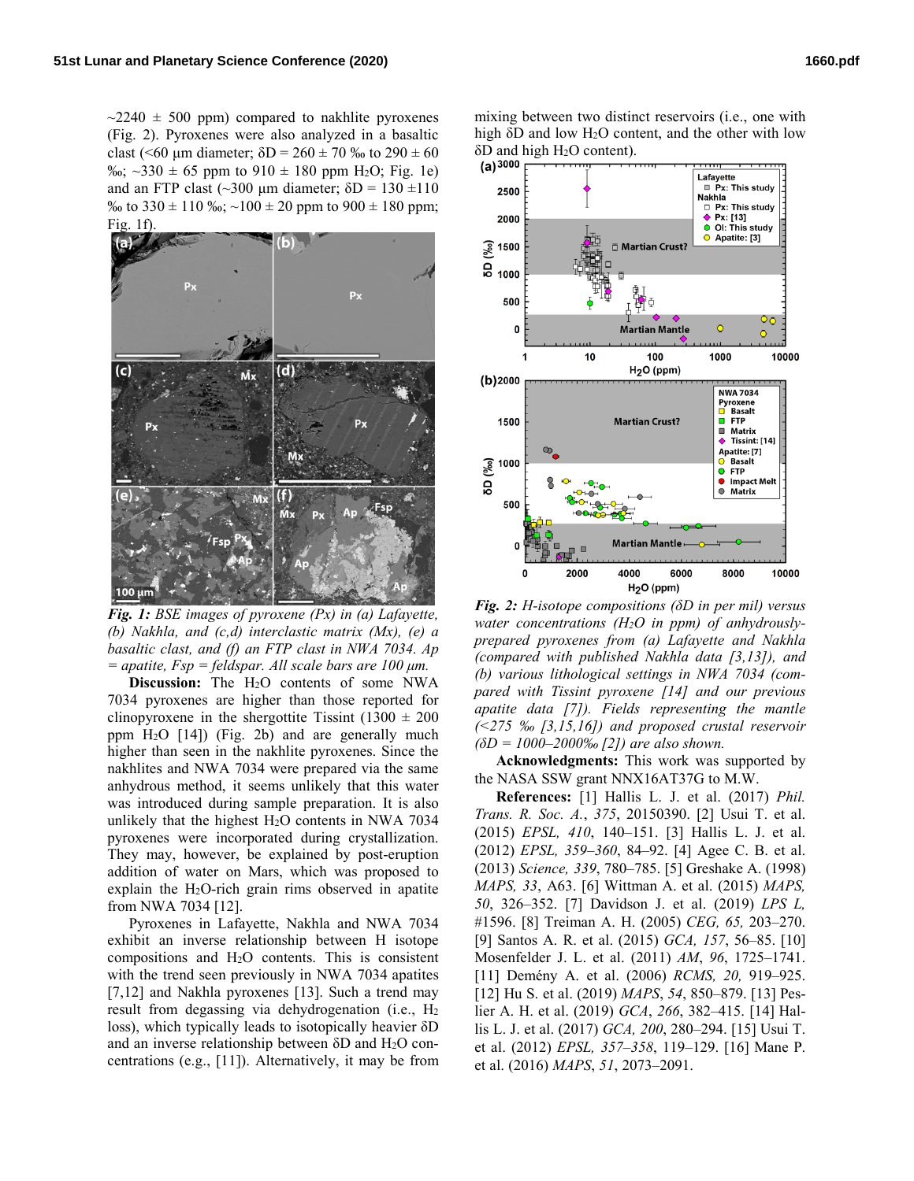~2240 ± 500 ppm) compared to nakhlite pyroxenes (Fig. 2). Pyroxenes were also analyzed in a basaltic clast (<60 μm diameter; δD = 260 ± 70 ‰ to 290 ± 60 ‰; ~330 ± 65 ppm to 910 ± 180 ppm $H_2O$; Fig. 1e) and an FTP clast (~300 μm diameter; δD = 130 ±110 ‰ to 330 ± 110 ‰; ~100 ± 20 ppm to 900 ± 180 ppm; Fig. 1f).

(a) Px
(b) Px
(c) Mx Px
(d) Px Mx
(e) Mx Fsp Px Ap 100 μm
(f) Mx Px Ap Fsp Ap Ap

***Fig. 1:*** *BSE images of pyroxene (Px) in (a) Lafayette, (b) Nakhla, and (c,d) interclastic matrix (Mx), (e) a basaltic clast, and (f) an FTP clast in NWA 7034. Ap = apatite, Fsp = feldspar. All scale bars are 100 μm.*

**Discussion:** The $H_2O$ contents of some NWA 7034 pyroxenes are higher than those reported for clinopyroxene in the shergottite Tissint (1300 ± 200 ppm $H_2O$ [14]) (Fig. 2b) and are generally much higher than seen in the nakhlite pyroxenes. Since the nakhlites and NWA 7034 were prepared via the same anhydrous method, it seems unlikely that this water was introduced during sample preparation. It is also unlikely that the highest $H_2O$ contents in NWA 7034 pyroxenes were incorporated during crystallization. They may, however, be explained by post-eruption addition of water on Mars, which was proposed to explain the $H_2O$-rich grain rims observed in apatite from NWA 7034 [12].

Pyroxenes in Lafayette, Nakhla and NWA 7034 exhibit an inverse relationship between H isotope compositions and $H_2O$ contents. This is consistent with the trend seen previously in NWA 7034 apatites [7,12] and Nakhla pyroxenes [13]. Such a trend may result from degassing via dehydrogenation (i.e., $H_2$ loss), which typically leads to isotopically heavier δD and an inverse relationship between δD and $H_2O$ concentrations (e.g., [11]). Alternatively, it may be from mixing between two distinct reservoirs (i.e., one with high δD and low $H_2O$ content, and the other with low δD and high $H_2O$ content).

(a)
δD (‰)
$H_2O$ (ppm)
Martian Crust?
Martian Mantle
Lafayette
Px: This study
Nakhla
Px: This study
Px: [13]
Ol: This study
Apatite: [3]
0, 500, 1000, 1500, 2000, 2500, 3000
1, 10, 100, 1000, 10000

(b)
δD (‰)
$H_2O$ (ppm)
Martian Crust?
Martian Mantle
NWA 7034
Pyroxene
Basalt
FTP
Matrix
Tissint: [14]
Apatite: [7]
Basalt
FTP
Impact Melt
Matrix
0, 500, 1000, 1500, 2000
0, 2000, 4000, 6000, 8000, 10000

***Fig. 2:*** *H-isotope compositions (δD in per mil) versus water concentrations ($H_2O$ in ppm) of anhydrously-prepared pyroxenes from (a) Lafayette and Nakhla (compared with published Nakhla data [3,13]), and (b) various lithological settings in NWA 7034 (compared with Tissint pyroxene [14] and our previous apatite data [7]). Fields representing the mantle (<275 ‰ [3,15,16]) and proposed crustal reservoir (δD = 1000–2000‰ [2]) are also shown.*

**Acknowledgments:** This work was supported by the NASA SSW grant NNX16AT37G to M.W.

**References:** [1] Hallis L. J. et al. (2017) *Phil. Trans. R. Soc. A.*, *375*, 20150390. [2] Usui T. et al. (2015) *EPSL, 410*, 140–151. [3] Hallis L. J. et al. (2012) *EPSL, 359–360*, 84–92. [4] Agee C. B. et al. (2013) *Science, 339*, 780–785. [5] Greshake A. (1998) *MAPS, 33*, A63. [6] Wittman A. et al. (2015) *MAPS, 50*, 326–352. [7] Davidson J. et al. (2019) *LPS L*, #1596. [8] Treiman A. H. (2005) *CEG, 65,* 203–270. [9] Santos A. R. et al. (2015) *GCA, 157*, 56–85. [10] Mosenfelder J. L. et al. (2011) *AM*, *96*, 1725–1741. [11] Demény A. et al. (2006) *RCMS, 20,* 919–925. [12] Hu S. et al. (2019) *MAPS*, *54*, 850–879. [13] Peslier A. H. et al. (2019) *GCA*, *266*, 382–415. [14] Hallis L. J. et al. (2017) *GCA, 200*, 280–294. [15] Usui T. et al. (2012) *EPSL, 357–358*, 119–129. [16] Mane P. et al. (2016) *MAPS*, *51*, 2073–2091.